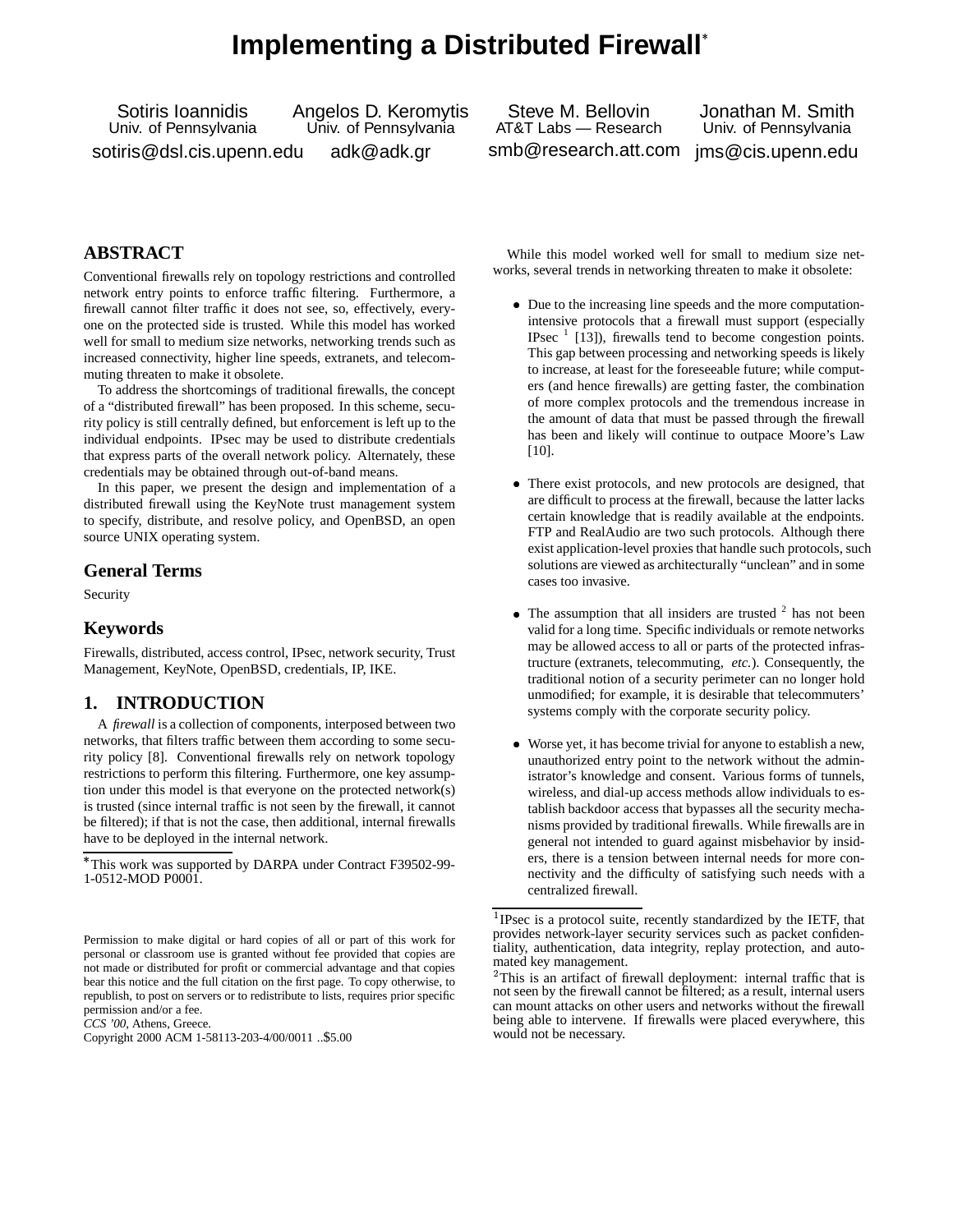# Implementing a Distributed Firewall[*]

Sotiris Ioannidis
Univ. of Pennsylvania
sotiris@dsl.cis.upenn.edu

Angelos D. Keromytis
Univ. of Pennsylvania
adk@adk.gr

Steve M. Bellovin
AT&T Labs — Research
smb@research.att.com

Jonathan M. Smith
Univ. of Pennsylvania
jms@cis.upenn.edu

## ABSTRACT

Conventional firewalls rely on topology restrictions and controlled network entry points to enforce traffic filtering. Furthermore, a firewall cannot filter traffic it does not see, so, effectively, everyone on the protected side is trusted. While this model has worked well for small to medium size networks, networking trends such as increased connectivity, higher line speeds, extranets, and telecommuting threaten to make it obsolete.

To address the shortcomings of traditional firewalls, the concept of a "distributed firewall" has been proposed. In this scheme, security policy is still centrally defined, but enforcement is left up to the individual endpoints. IPsec may be used to distribute credentials that express parts of the overall network policy. Alternately, these credentials may be obtained through out-of-band means.

In this paper, we present the design and implementation of a distributed firewall using the KeyNote trust management system to specify, distribute, and resolve policy, and OpenBSD, an open source UNIX operating system.

## General Terms

Security

## Keywords

Firewalls, distributed, access control, IPsec, network security, Trust Management, KeyNote, OpenBSD, credentials, IP, IKE.

## 1. INTRODUCTION

A *firewall* is a collection of components, interposed between two networks, that filters traffic between them according to some security policy [8]. Conventional firewalls rely on network topology restrictions to perform this filtering. Furthermore, one key assumption under this model is that everyone on the protected network(s) is trusted (since internal traffic is not seen by the firewall, it cannot be filtered); if that is not the case, then additional, internal firewalls have to be deployed in the internal network.

While this model worked well for small to medium size networks, several trends in networking threaten to make it obsolete:

- Due to the increasing line speeds and the more computation-intensive protocols that a firewall must support (especially IPsec [1] [13]), firewalls tend to become congestion points. This gap between processing and networking speeds is likely to increase, at least for the foreseeable future; while computers (and hence firewalls) are getting faster, the combination of more complex protocols and the tremendous increase in the amount of data that must be passed through the firewall has been and likely will continue to outpace Moore's Law [10].
- There exist protocols, and new protocols are designed, that are difficult to process at the firewall, because the latter lacks certain knowledge that is readily available at the endpoints. FTP and RealAudio are two such protocols. Although there exist application-level proxies that handle such protocols, such solutions are viewed as architecturally "unclean" and in some cases too invasive.
- The assumption that all insiders are trusted [2] has not been valid for a long time. Specific individuals or remote networks may be allowed access to all or parts of the protected infrastructure (extranets, telecommuting, *etc.*). Consequently, the traditional notion of a security perimeter can no longer hold unmodified; for example, it is desirable that telecommuters' systems comply with the corporate security policy.
- Worse yet, it has become trivial for anyone to establish a new, unauthorized entry point to the network without the administrator's knowledge and consent. Various forms of tunnels, wireless, and dial-up access methods allow individuals to establish backdoor access that bypasses all the security mechanisms provided by traditional firewalls. While firewalls are in general not intended to guard against misbehavior by insiders, there is a tension between internal needs for more connectivity and the difficulty of satisfying such needs with a centralized firewall.

[*] This work was supported by DARPA under Contract F39502-99-1-0512-MOD P0001.

[1] IPsec is a protocol suite, recently standardized by the IETF, that provides network-layer security services such as packet confidentiality, authentication, data integrity, replay protection, and automated key management.

[2] This is an artifact of firewall deployment: internal traffic that is not seen by the firewall cannot be filtered; as a result, internal users can mount attacks on other users and networks without the firewall being able to intervene. If firewalls were placed everywhere, this would not be necessary.

Permission to make digital or hard copies of all or part of this work for personal or classroom use is granted without fee provided that copies are not made or distributed for profit or commercial advantage and that copies bear this notice and the full citation on the first page. To copy otherwise, to republish, to post on servers or to redistribute to lists, requires prior specific permission and/or a fee.
*CCS '00*, Athens, Greece.
Copyright 2000 ACM 1-58113-203-4/00/0011 ..$5.00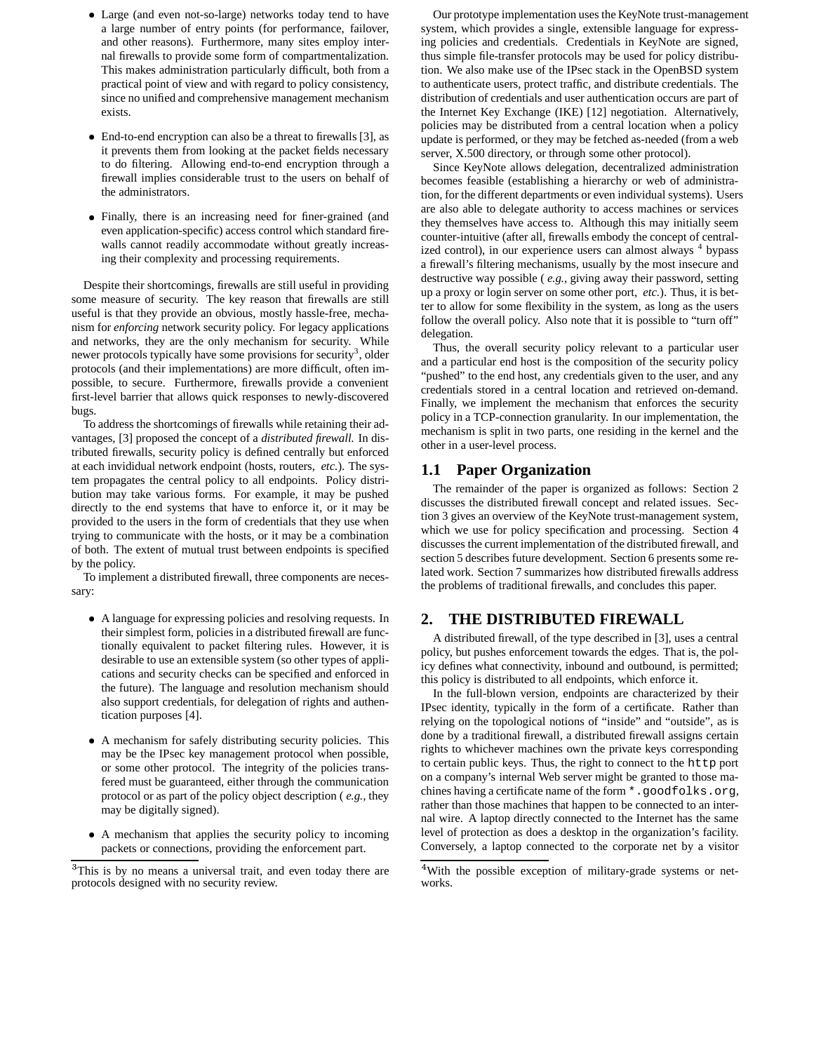- Large (and even not-so-large) networks today tend to have a large number of entry points (for performance, failover, and other reasons). Furthermore, many sites employ internal firewalls to provide some form of compartmentalization. This makes administration particularly difficult, both from a practical point of view and with regard to policy consistency, since no unified and comprehensive management mechanism exists.

- End-to-end encryption can also be a threat to firewalls [3], as it prevents them from looking at the packet fields necessary to do filtering. Allowing end-to-end encryption through a firewall implies considerable trust to the users on behalf of the administrators.

- Finally, there is an increasing need for finer-grained (and even application-specific) access control which standard firewalls cannot readily accommodate without greatly increasing their complexity and processing requirements.

Despite their shortcomings, firewalls are still useful in providing some measure of security. The key reason that firewalls are still useful is that they provide an obvious, mostly hassle-free, mechanism for *enforcing* network security policy. For legacy applications and networks, they are the only mechanism for security. While newer protocols typically have some provisions for security[3], older protocols (and their implementations) are more difficult, often impossible, to secure. Furthermore, firewalls provide a convenient first-level barrier that allows quick responses to newly-discovered bugs.

To address the shortcomings of firewalls while retaining their advantages, [3] proposed the concept of a *distributed firewall*. In distributed firewalls, security policy is defined centrally but enforced at each invididual network endpoint (hosts, routers, *etc.*). The system propagates the central policy to all endpoints. Policy distribution may take various forms. For example, it may be pushed directly to the end systems that have to enforce it, or it may be provided to the users in the form of credentials that they use when trying to communicate with the hosts, or it may be a combination of both. The extent of mutual trust between endpoints is specified by the policy.

To implement a distributed firewall, three components are necessary:

- A language for expressing policies and resolving requests. In their simplest form, policies in a distributed firewall are functionally equivalent to packet filtering rules. However, it is desirable to use an extensible system (so other types of applications and security checks can be specified and enforced in the future). The language and resolution mechanism should also support credentials, for delegation of rights and authentication purposes [4].

- A mechanism for safely distributing security policies. This may be the IPsec key management protocol when possible, or some other protocol. The integrity of the policies transfered must be guaranteed, either through the communication protocol or as part of the policy object description ( *e.g.,* they may be digitally signed).

- A mechanism that applies the security policy to incoming packets or connections, providing the enforcement part.

[3]This is by no means a universal trait, and even today there are protocols designed with no security review.

Our prototype implementation uses the KeyNote trust-management system, which provides a single, extensible language for expressing policies and credentials. Credentials in KeyNote are signed, thus simple file-transfer protocols may be used for policy distribution. We also make use of the IPsec stack in the OpenBSD system to authenticate users, protect traffic, and distribute credentials. The distribution of credentials and user authentication occurs are part of the Internet Key Exchange (IKE) [12] negotiation. Alternatively, policies may be distributed from a central location when a policy update is performed, or they may be fetched as-needed (from a web server, X.500 directory, or through some other protocol).

Since KeyNote allows delegation, decentralized administration becomes feasible (establishing a hierarchy or web of administration, for the different departments or even individual systems). Users are also able to delegate authority to access machines or services they themselves have access to. Although this may initially seem counter-intuitive (after all, firewalls embody the concept of centralized control), in our experience users can almost always [4] bypass a firewall's filtering mechanisms, usually by the most insecure and destructive way possible ( *e.g.,* giving away their password, setting up a proxy or login server on some other port, *etc.*). Thus, it is better to allow for some flexibility in the system, as long as the users follow the overall policy. Also note that it is possible to "turn off" delegation.

Thus, the overall security policy relevant to a particular user and a particular end host is the composition of the security policy "pushed" to the end host, any credentials given to the user, and any credentials stored in a central location and retrieved on-demand. Finally, we implement the mechanism that enforces the security policy in a TCP-connection granularity. In our implementation, the mechanism is split in two parts, one residing in the kernel and the other in a user-level process.

## 1.1 Paper Organization

The remainder of the paper is organized as follows: Section 2 discusses the distributed firewall concept and related issues. Section 3 gives an overview of the KeyNote trust-management system, which we use for policy specification and processing. Section 4 discusses the current implementation of the distributed firewall, and section 5 describes future development. Section 6 presents some related work. Section 7 summarizes how distributed firewalls address the problems of traditional firewalls, and concludes this paper.

# 2. THE DISTRIBUTED FIREWALL

A distributed firewall, of the type described in [3], uses a central policy, but pushes enforcement towards the edges. That is, the policy defines what connectivity, inbound and outbound, is permitted; this policy is distributed to all endpoints, which enforce it.

In the full-blown version, endpoints are characterized by their IPsec identity, typically in the form of a certificate. Rather than relying on the topological notions of "inside" and "outside", as is done by a traditional firewall, a distributed firewall assigns certain rights to whichever machines own the private keys corresponding to certain public keys. Thus, the right to connect to the `http` port on a company's internal Web server might be granted to those machines having a certificate name of the form `*.goodfolks.org`, rather than those machines that happen to be connected to an internal wire. A laptop directly connected to the Internet has the same level of protection as does a desktop in the organization's facility. Conversely, a laptop connected to the corporate net by a visitor

[4]With the possible exception of military-grade systems or networks.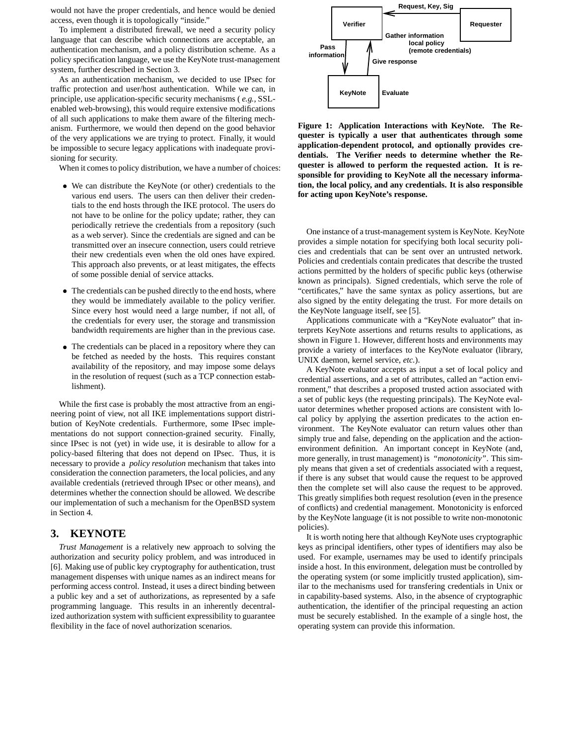would not have the proper credentials, and hence would be denied access, even though it is topologically "inside."

To implement a distributed firewall, we need a security policy language that can describe which connections are acceptable, an authentication mechanism, and a policy distribution scheme. As a policy specification language, we use the KeyNote trust-management system, further described in Section 3.

As an authentication mechanism, we decided to use IPsec for traffic protection and user/host authentication. While we can, in principle, use application-specific security mechanisms ( *e.g.*, SSL-enabled web-browsing), this would require extensive modifications of all such applications to make them aware of the filtering mechanism. Furthermore, we would then depend on the good behavior of the very applications we are trying to protect. Finally, it would be impossible to secure legacy applications with inadequate provisioning for security.

When it comes to policy distribution, we have a number of choices:

- We can distribute the KeyNote (or other) credentials to the various end users. The users can then deliver their credentials to the end hosts through the IKE protocol. The users do not have to be online for the policy update; rather, they can periodically retrieve the credentials from a repository (such as a web server). Since the credentials are signed and can be transmitted over an insecure connection, users could retrieve their new credentials even when the old ones have expired. This approach also prevents, or at least mitigates, the effects of some possible denial of service attacks.
- The credentials can be pushed directly to the end hosts, where they would be immediately available to the policy verifier. Since every host would need a large number, if not all, of the credentials for every user, the storage and transmission bandwidth requirements are higher than in the previous case.
- The credentials can be placed in a repository where they can be fetched as needed by the hosts. This requires constant availability of the repository, and may impose some delays in the resolution of request (such as a TCP connection establishment).

While the first case is probably the most attractive from an engineering point of view, not all IKE implementations support distribution of KeyNote credentials. Furthermore, some IPsec implementations do not support connection-grained security. Finally, since IPsec is not (yet) in wide use, it is desirable to allow for a policy-based filtering that does not depend on IPsec. Thus, it is necessary to provide a *policy resolution* mechanism that takes into consideration the connection parameters, the local policies, and any available credentials (retrieved through IPsec or other means), and determines whether the connection should be allowed. We describe our implementation of such a mechanism for the OpenBSD system in Section 4.

## 3. KEYNOTE

*Trust Management* is a relatively new approach to solving the authorization and security policy problem, and was introduced in [6]. Making use of public key cryptography for authentication, trust management dispenses with unique names as an indirect means for performing access control. Instead, it uses a direct binding between a public key and a set of authorizations, as represented by a safe programming language. This results in an inherently decentralized authorization system with sufficient expressibility to guarantee flexibility in the face of novel authorization scenarios.

Verifier
Requester
Request, Key, Sig
Gather information
local policy
(remote credentials)
Pass
information
Give response
KeyNote
Evaluate

**Figure 1: Application Interactions with KeyNote. The Requester is typically a user that authenticates through some application-dependent protocol, and optionally provides credentials. The Verifier needs to determine whether the Requester is allowed to perform the requested action. It is responsible for providing to KeyNote all the necessary information, the local policy, and any credentials. It is also responsible for acting upon KeyNote's response.**

One instance of a trust-management system is KeyNote. KeyNote provides a simple notation for specifying both local security policies and credentials that can be sent over an untrusted network. Policies and credentials contain predicates that describe the trusted actions permitted by the holders of specific public keys (otherwise known as principals). Signed credentials, which serve the role of "certificates," have the same syntax as policy assertions, but are also signed by the entity delegating the trust. For more details on the KeyNote language itself, see [5].

Applications communicate with a "KeyNote evaluator" that interprets KeyNote assertions and returns results to applications, as shown in Figure 1. However, different hosts and environments may provide a variety of interfaces to the KeyNote evaluator (library, UNIX daemon, kernel service, *etc.*).

A KeyNote evaluator accepts as input a set of local policy and credential assertions, and a set of attributes, called an "action environment," that describes a proposed trusted action associated with a set of public keys (the requesting principals). The KeyNote evaluator determines whether proposed actions are consistent with local policy by applying the assertion predicates to the action environment. The KeyNote evaluator can return values other than simply true and false, depending on the application and the action-environment definition. An important concept in KeyNote (and, more generally, in trust management) is *"monotonicity"*. This simply means that given a set of credentials associated with a request, if there is any subset that would cause the request to be approved then the complete set will also cause the request to be approved. This greatly simplifies both request resolution (even in the presence of conflicts) and credential management. Monotonicity is enforced by the KeyNote language (it is not possible to write non-monotonic policies).

It is worth noting here that although KeyNote uses cryptographic keys as principal identifiers, other types of identifiers may also be used. For example, usernames may be used to identify principals inside a host. In this environment, delegation must be controlled by the operating system (or some implicitly trusted application), similar to the mechanisms used for transfering credentials in Unix or in capability-based systems. Also, in the absence of cryptographic authentication, the identifier of the principal requesting an action must be securely established. In the example of a single host, the operating system can provide this information.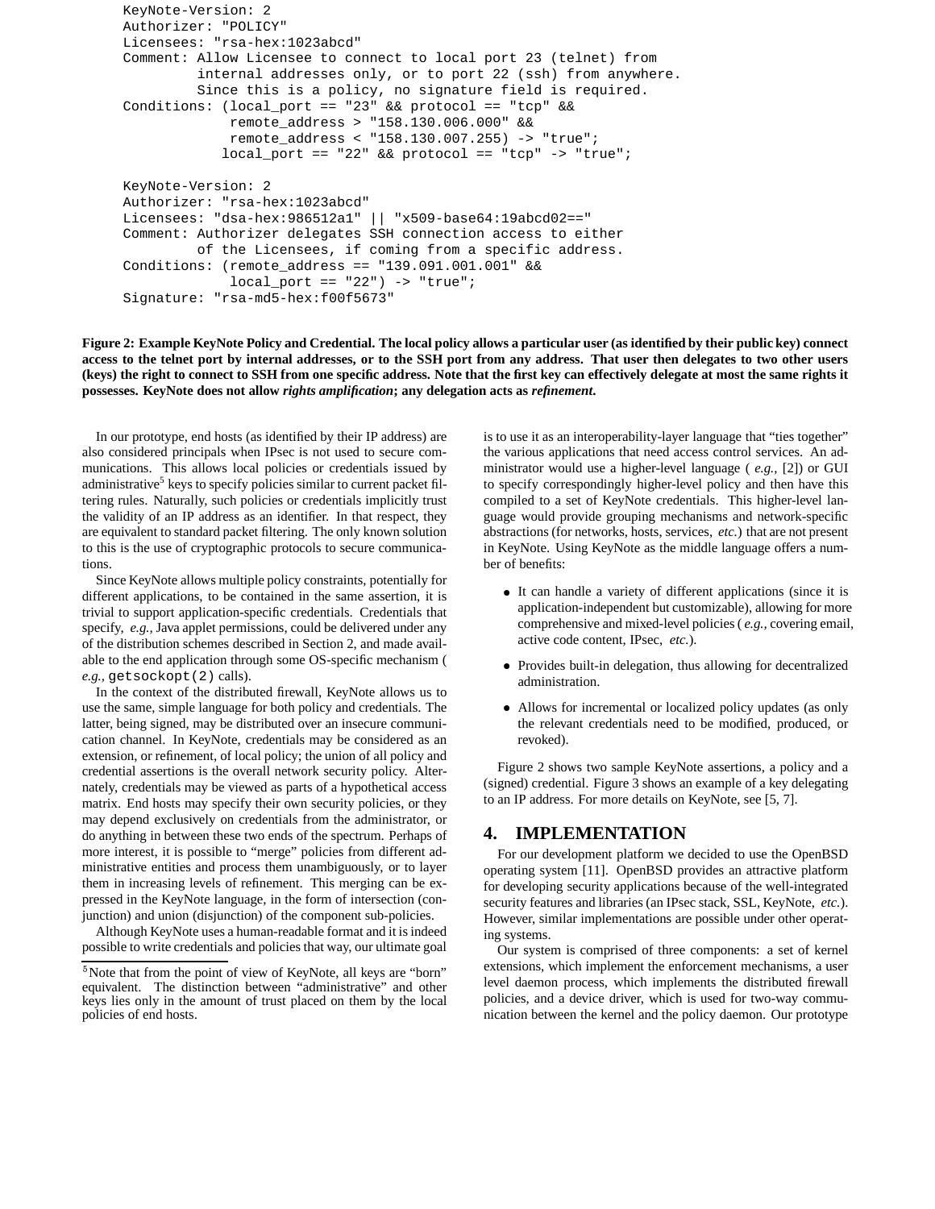```
KeyNote-Version: 2
Authorizer: "POLICY"
Licensees: "rsa-hex:1023abcd"
Comment: Allow Licensee to connect to local port 23 (telnet) from
         internal addresses only, or to port 22 (ssh) from anywhere.
         Since this is a policy, no signature field is required.
Conditions: (local_port == "23" && protocol == "tcp" &&
             remote_address > "158.130.006.000" &&
             remote_address < "158.130.007.255) -> "true";
            local_port == "22" && protocol == "tcp" -> "true";

KeyNote-Version: 2
Authorizer: "rsa-hex:1023abcd"
Licensees: "dsa-hex:986512a1" || "x509-base64:19abcd02=="
Comment: Authorizer delegates SSH connection access to either
         of the Licensees, if coming from a specific address.
Conditions: (remote_address == "139.091.001.001" &&
             local_port == "22") -> "true";
Signature: "rsa-md5-hex:f00f5673"
```

**Figure 2: Example KeyNote Policy and Credential. The local policy allows a particular user (as identified by their public key) connect access to the telnet port by internal addresses, or to the SSH port from any address. That user then delegates to two other users (keys) the right to connect to SSH from one specific address. Note that the first key can effectively delegate at most the same rights it possesses. KeyNote does not allow *rights amplification*; any delegation acts as *refinement*.**

In our prototype, end hosts (as identified by their IP address) are also considered principals when IPsec is not used to secure communications. This allows local policies or credentials issued by administrative[5] keys to specify policies similar to current packet filtering rules. Naturally, such policies or credentials implicitly trust the validity of an IP address as an identifier. In that respect, they are equivalent to standard packet filtering. The only known solution to this is the use of cryptographic protocols to secure communications.

Since KeyNote allows multiple policy constraints, potentially for different applications, to be contained in the same assertion, it is trivial to support application-specific credentials. Credentials that specify, *e.g.,* Java applet permissions, could be delivered under any of the distribution schemes described in Section 2, and made available to the end application through some OS-specific mechanism ( *e.g.,* `getsockopt(2)` calls).

In the context of the distributed firewall, KeyNote allows us to use the same, simple language for both policy and credentials. The latter, being signed, may be distributed over an insecure communication channel. In KeyNote, credentials may be considered as an extension, or refinement, of local policy; the union of all policy and credential assertions is the overall network security policy. Alternately, credentials may be viewed as parts of a hypothetical access matrix. End hosts may specify their own security policies, or they may depend exclusively on credentials from the administrator, or do anything in between these two ends of the spectrum. Perhaps of more interest, it is possible to "merge" policies from different administrative entities and process them unambiguously, or to layer them in increasing levels of refinement. This merging can be expressed in the KeyNote language, in the form of intersection (conjunction) and union (disjunction) of the component sub-policies.

Although KeyNote uses a human-readable format and it is indeed possible to write credentials and policies that way, our ultimate goal is to use it as an interoperability-layer language that "ties together" the various applications that need access control services. An administrator would use a higher-level language ( *e.g.,* [2]) or GUI to specify correspondingly higher-level policy and then have this compiled to a set of KeyNote credentials. This higher-level language would provide grouping mechanisms and network-specific abstractions (for networks, hosts, services, *etc.*) that are not present in KeyNote. Using KeyNote as the middle language offers a number of benefits:

- It can handle a variety of different applications (since it is application-independent but customizable), allowing for more comprehensive and mixed-level policies ( *e.g.,* covering email, active code content, IPsec, *etc.*).
- Provides built-in delegation, thus allowing for decentralized administration.
- Allows for incremental or localized policy updates (as only the relevant credentials need to be modified, produced, or revoked).

Figure 2 shows two sample KeyNote assertions, a policy and a (signed) credential. Figure 3 shows an example of a key delegating to an IP address. For more details on KeyNote, see [5, 7].

[5] Note that from the point of view of KeyNote, all keys are "born" equivalent. The distinction between "administrative" and other keys lies only in the amount of trust placed on them by the local policies of end hosts.

## 4. IMPLEMENTATION

For our development platform we decided to use the OpenBSD operating system [11]. OpenBSD provides an attractive platform for developing security applications because of the well-integrated security features and libraries (an IPsec stack, SSL, KeyNote, *etc.*). However, similar implementations are possible under other operating systems.

Our system is comprised of three components: a set of kernel extensions, which implement the enforcement mechanisms, a user level daemon process, which implements the distributed firewall policies, and a device driver, which is used for two-way communication between the kernel and the policy daemon. Our prototype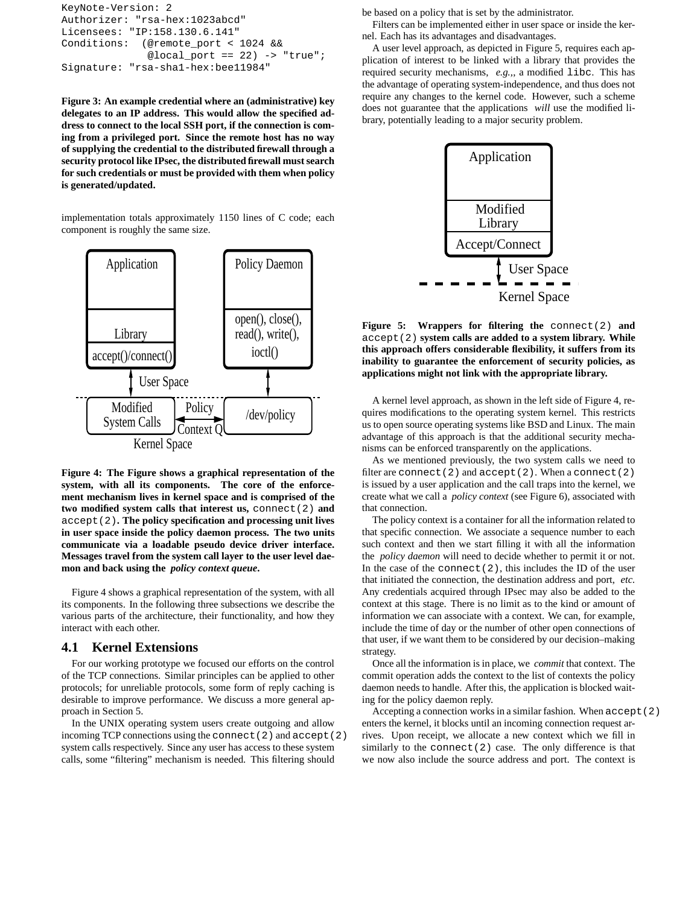```
KeyNote-Version: 2
Authorizer: "rsa-hex:1023abcd"
Licensees: "IP:158.130.6.141"
Conditions:  (@remote_port < 1024 &&
              @local_port == 22) -> "true";
Signature: "rsa-sha1-hex:bee11984"
```

**Figure 3: An example credential where an (administrative) key delegates to an IP address. This would allow the specified address to connect to the local SSH port, if the connection is coming from a privileged port. Since the remote host has no way of supplying the credential to the distributed firewall through a security protocol like IPsec, the distributed firewall must search for such credentials or must be provided with them when policy is generated/updated.**

implementation totals approximately 1150 lines of C code; each component is roughly the same size.

**Figure 4: The Figure shows a graphical representation of the system, with all its components. The core of the enforcement mechanism lives in kernel space and is comprised of the two modified system calls that interest us, `connect(2)` and `accept(2)`. The policy specification and processing unit lives in user space inside the policy daemon process. The two units communicate via a loadable pseudo device driver interface. Messages travel from the system call layer to the user level daemon and back using the *policy context queue*.**

Figure 4 shows a graphical representation of the system, with all its components. In the following three subsections we describe the various parts of the architecture, their functionality, and how they interact with each other.

## 4.1 Kernel Extensions

For our working prototype we focused our efforts on the control of the TCP connections. Similar principles can be applied to other protocols; for unreliable protocols, some form of reply caching is desirable to improve performance. We discuss a more general approach in Section 5.

In the UNIX operating system users create outgoing and allow incoming TCP connections using the `connect(2)` and `accept(2)` system calls respectively. Since any user has access to these system calls, some "filtering" mechanism is needed. This filtering should be based on a policy that is set by the administrator.

Filters can be implemented either in user space or inside the kernel. Each has its advantages and disadvantages.

A user level approach, as depicted in Figure 5, requires each application of interest to be linked with a library that provides the required security mechanisms, *e.g.*, a modified `libc`. This has the advantage of operating system-independence, and thus does not require any changes to the kernel code. However, such a scheme does not guarantee that the applications *will* use the modified library, potentially leading to a major security problem.

**Figure 5: Wrappers for filtering the `connect(2)` and `accept(2)` system calls are added to a system library. While this approach offers considerable flexibility, it suffers from its inability to guarantee the enforcement of security policies, as applications might not link with the appropriate library.**

A kernel level approach, as shown in the left side of Figure 4, requires modifications to the operating system kernel. This restricts us to open source operating systems like BSD and Linux. The main advantage of this approach is that the additional security mechanisms can be enforced transparently on the applications.

As we mentioned previously, the two system calls we need to filter are `connect(2)` and `accept(2)`. When a `connect(2)` is issued by a user application and the call traps into the kernel, we create what we call a *policy context* (see Figure 6), associated with that connection.

The policy context is a container for all the information related to that specific connection. We associate a sequence number to each such context and then we start filling it with all the information the *policy daemon* will need to decide whether to permit it or not. In the case of the `connect(2)`, this includes the ID of the user that initiated the connection, the destination address and port, *etc.* Any credentials acquired through IPsec may also be added to the context at this stage. There is no limit as to the kind or amount of information we can associate with a context. We can, for example, include the time of day or the number of other open connections of that user, if we want them to be considered by our decision–making strategy.

Once all the information is in place, we *commit* that context. The commit operation adds the context to the list of contexts the policy daemon needs to handle. After this, the application is blocked waiting for the policy daemon reply.

Accepting a connection works in a similar fashion. When `accept(2)` enters the kernel, it blocks until an incoming connection request arrives. Upon receipt, we allocate a new context which we fill in similarly to the `connect(2)` case. The only difference is that we now also include the source address and port. The context is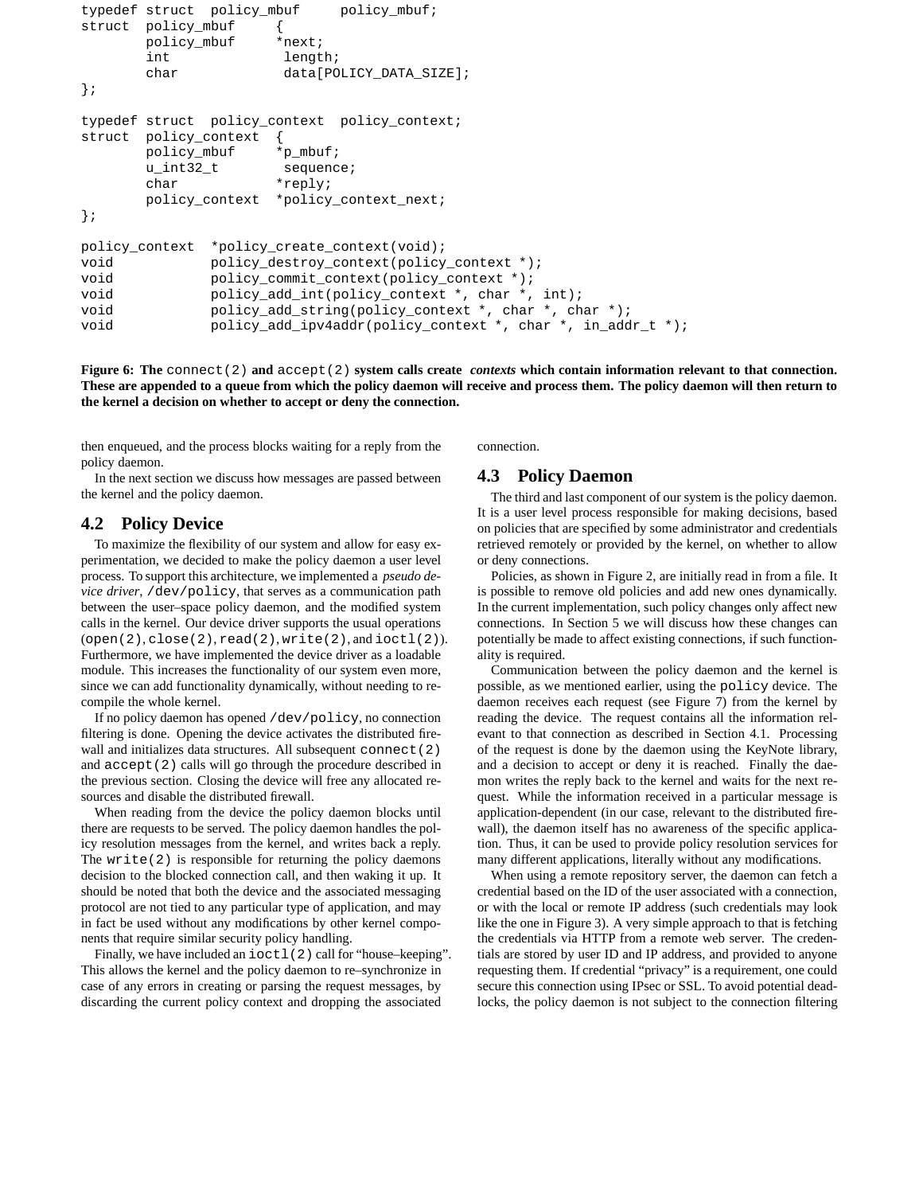```
typedef struct  policy_mbuf     policy_mbuf;
struct  policy_mbuf     {
        policy_mbuf     *next;
        int              length;
        char             data[POLICY_DATA_SIZE];
};

typedef struct  policy_context  policy_context;
struct  policy_context  {
        policy_mbuf     *p_mbuf;
        u_int32_t        sequence;
        char            *reply;
        policy_context  *policy_context_next;
};

policy_context  *policy_create_context(void);
void            policy_destroy_context(policy_context *);
void            policy_commit_context(policy_context *);
void            policy_add_int(policy_context *, char *, int);
void            policy_add_string(policy_context *, char *, char *);
void            policy_add_ipv4addr(policy_context *, char *, in_addr_t *);
```

**Figure 6: The `connect(2)` and `accept(2)` system calls create *contexts* which contain information relevant to that connection. These are appended to a queue from which the policy daemon will receive and process them. The policy daemon will then return to the kernel a decision on whether to accept or deny the connection.**

then enqueued, and the process blocks waiting for a reply from the policy daemon.

In the next section we discuss how messages are passed between the kernel and the policy daemon.

## 4.2 Policy Device

To maximize the flexibility of our system and allow for easy experimentation, we decided to make the policy daemon a user level process. To support this architecture, we implemented a *pseudo device driver*, `/dev/policy`, that serves as a communication path between the user–space policy daemon, and the modified system calls in the kernel. Our device driver supports the usual operations (`open(2)`, `close(2)`, `read(2)`, `write(2)`, and `ioctl(2)`). Furthermore, we have implemented the device driver as a loadable module. This increases the functionality of our system even more, since we can add functionality dynamically, without needing to recompile the whole kernel.

If no policy daemon has opened `/dev/policy`, no connection filtering is done. Opening the device activates the distributed firewall and initializes data structures. All subsequent `connect(2)` and `accept(2)` calls will go through the procedure described in the previous section. Closing the device will free any allocated resources and disable the distributed firewall.

When reading from the device the policy daemon blocks until there are requests to be served. The policy daemon handles the policy resolution messages from the kernel, and writes back a reply. The `write(2)` is responsible for returning the policy daemons decision to the blocked connection call, and then waking it up. It should be noted that both the device and the associated messaging protocol are not tied to any particular type of application, and may in fact be used without any modifications by other kernel components that require similar security policy handling.

Finally, we have included an `ioctl(2)` call for "house–keeping". This allows the kernel and the policy daemon to re–synchronize in case of any errors in creating or parsing the request messages, by discarding the current policy context and dropping the associated connection.

## 4.3 Policy Daemon

The third and last component of our system is the policy daemon. It is a user level process responsible for making decisions, based on policies that are specified by some administrator and credentials retrieved remotely or provided by the kernel, on whether to allow or deny connections.

Policies, as shown in Figure 2, are initially read in from a file. It is possible to remove old policies and add new ones dynamically. In the current implementation, such policy changes only affect new connections. In Section 5 we will discuss how these changes can potentially be made to affect existing connections, if such functionality is required.

Communication between the policy daemon and the kernel is possible, as we mentioned earlier, using the `policy` device. The daemon receives each request (see Figure 7) from the kernel by reading the device. The request contains all the information relevant to that connection as described in Section 4.1. Processing of the request is done by the daemon using the KeyNote library, and a decision to accept or deny it is reached. Finally the daemon writes the reply back to the kernel and waits for the next request. While the information received in a particular message is application-dependent (in our case, relevant to the distributed firewall), the daemon itself has no awareness of the specific application. Thus, it can be used to provide policy resolution services for many different applications, literally without any modifications.

When using a remote repository server, the daemon can fetch a credential based on the ID of the user associated with a connection, or with the local or remote IP address (such credentials may look like the one in Figure 3). A very simple approach to that is fetching the credentials via HTTP from a remote web server. The credentials are stored by user ID and IP address, and provided to anyone requesting them. If credential "privacy" is a requirement, one could secure this connection using IPsec or SSL. To avoid potential deadlocks, the policy daemon is not subject to the connection filtering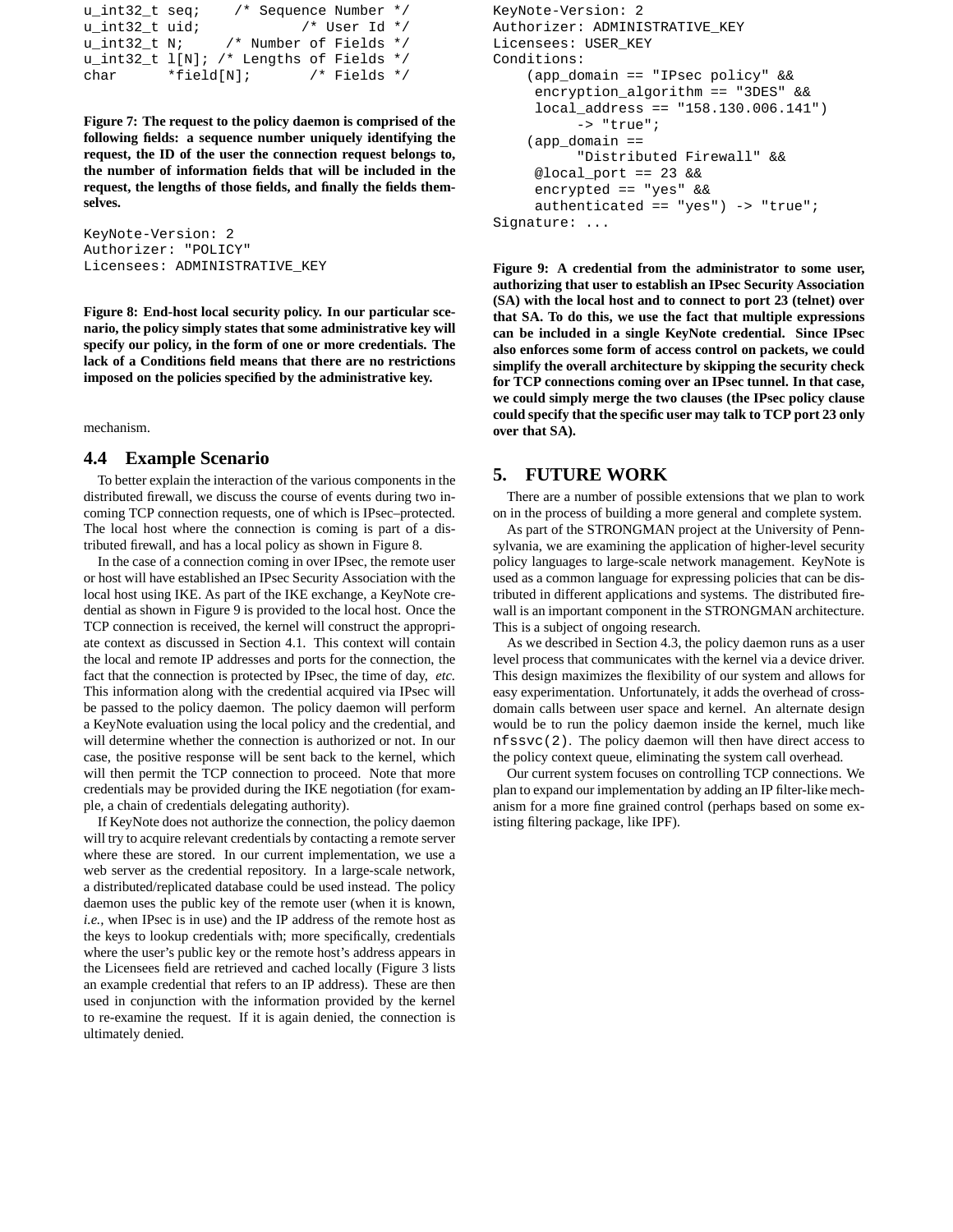```
u_int32_t seq;    /* Sequence Number */
u_int32_t uid;              /* User Id */
u_int32_t N;     /* Number of Fields */
u_int32_t l[N]; /* Lengths of Fields */
char      *field[N];       /* Fields */
```

**Figure 7: The request to the policy daemon is comprised of the following fields: a sequence number uniquely identifying the request, the ID of the user the connection request belongs to, the number of information fields that will be included in the request, the lengths of those fields, and finally the fields themselves.**

```
KeyNote-Version: 2
Authorizer: "POLICY"
Licensees: ADMINISTRATIVE_KEY
```

**Figure 8: End-host local security policy. In our particular scenario, the policy simply states that some administrative key will specify our policy, in the form of one or more credentials. The lack of a Conditions field means that there are no restrictions imposed on the policies specified by the administrative key.**

mechanism.

## 4.4 Example Scenario

To better explain the interaction of the various components in the distributed firewall, we discuss the course of events during two incoming TCP connection requests, one of which is IPsec–protected. The local host where the connection is coming is part of a distributed firewall, and has a local policy as shown in Figure 8.

In the case of a connection coming in over IPsec, the remote user or host will have established an IPsec Security Association with the local host using IKE. As part of the IKE exchange, a KeyNote credential as shown in Figure 9 is provided to the local host. Once the TCP connection is received, the kernel will construct the appropriate context as discussed in Section 4.1. This context will contain the local and remote IP addresses and ports for the connection, the fact that the connection is protected by IPsec, the time of day, *etc.* This information along with the credential acquired via IPsec will be passed to the policy daemon. The policy daemon will perform a KeyNote evaluation using the local policy and the credential, and will determine whether the connection is authorized or not. In our case, the positive response will be sent back to the kernel, which will then permit the TCP connection to proceed. Note that more credentials may be provided during the IKE negotiation (for example, a chain of credentials delegating authority).

If KeyNote does not authorize the connection, the policy daemon will try to acquire relevant credentials by contacting a remote server where these are stored. In our current implementation, we use a web server as the credential repository. In a large-scale network, a distributed/replicated database could be used instead. The policy daemon uses the public key of the remote user (when it is known, *i.e.*, when IPsec is in use) and the IP address of the remote host as the keys to lookup credentials with; more specifically, credentials where the user's public key or the remote host's address appears in the Licensees field are retrieved and cached locally (Figure 3 lists an example credential that refers to an IP address). These are then used in conjunction with the information provided by the kernel to re-examine the request. If it is again denied, the connection is ultimately denied.

```
KeyNote-Version: 2
Authorizer: ADMINISTRATIVE_KEY
Licensees: USER_KEY
Conditions:
    (app_domain == "IPsec policy" &&
     encryption_algorithm == "3DES" &&
     local_address == "158.130.006.141")
          -> "true";
    (app_domain ==
          "Distributed Firewall" &&
     @local_port == 23 &&
     encrypted == "yes" &&
     authenticated == "yes") -> "true";
Signature: ...
```

**Figure 9: A credential from the administrator to some user, authorizing that user to establish an IPsec Security Association (SA) with the local host and to connect to port 23 (telnet) over that SA. To do this, we use the fact that multiple expressions can be included in a single KeyNote credential. Since IPsec also enforces some form of access control on packets, we could simplify the overall architecture by skipping the security check for TCP connections coming over an IPsec tunnel. In that case, we could simply merge the two clauses (the IPsec policy clause could specify that the specific user may talk to TCP port 23 only over that SA).**

# 5. FUTURE WORK

There are a number of possible extensions that we plan to work on in the process of building a more general and complete system.

As part of the STRONGMAN project at the University of Pennsylvania, we are examining the application of higher-level security policy languages to large-scale network management. KeyNote is used as a common language for expressing policies that can be distributed in different applications and systems. The distributed firewall is an important component in the STRONGMAN architecture. This is a subject of ongoing research.

As we described in Section 4.3, the policy daemon runs as a user level process that communicates with the kernel via a device driver. This design maximizes the flexibility of our system and allows for easy experimentation. Unfortunately, it adds the overhead of cross-domain calls between user space and kernel. An alternate design would be to run the policy daemon inside the kernel, much like `nfssvc(2)`. The policy daemon will then have direct access to the policy context queue, eliminating the system call overhead.

Our current system focuses on controlling TCP connections. We plan to expand our implementation by adding an IP filter-like mechanism for a more fine grained control (perhaps based on some existing filtering package, like IPF).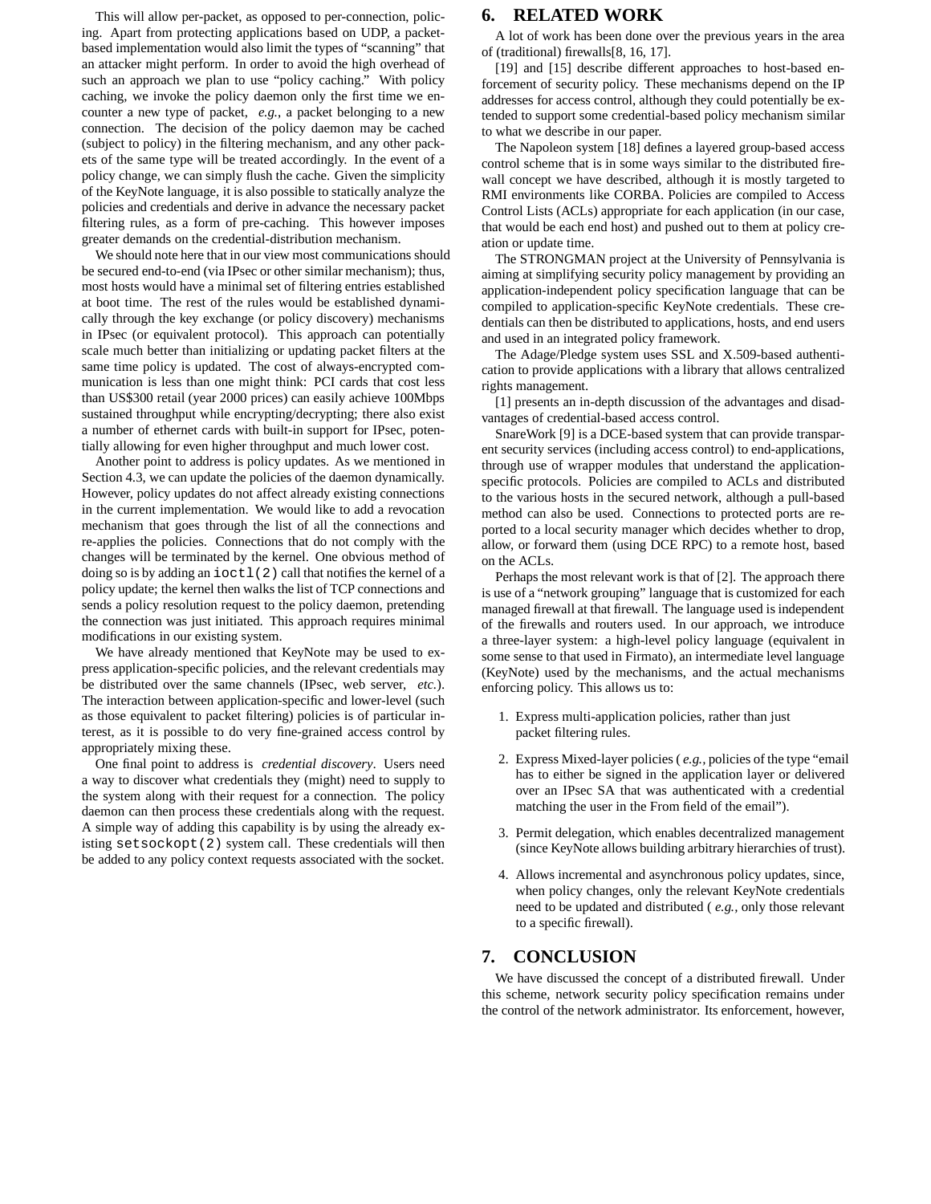This will allow per-packet, as opposed to per-connection, policing. Apart from protecting applications based on UDP, a packet-based implementation would also limit the types of "scanning" that an attacker might perform. In order to avoid the high overhead of such an approach we plan to use "policy caching." With policy caching, we invoke the policy daemon only the first time we encounter a new type of packet, *e.g.,* a packet belonging to a new connection. The decision of the policy daemon may be cached (subject to policy) in the filtering mechanism, and any other packets of the same type will be treated accordingly. In the event of a policy change, we can simply flush the cache. Given the simplicity of the KeyNote language, it is also possible to statically analyze the policies and credentials and derive in advance the necessary packet filtering rules, as a form of pre-caching. This however imposes greater demands on the credential-distribution mechanism.

We should note here that in our view most communications should be secured end-to-end (via IPsec or other similar mechanism); thus, most hosts would have a minimal set of filtering entries established at boot time. The rest of the rules would be established dynamically through the key exchange (or policy discovery) mechanisms in IPsec (or equivalent protocol). This approach can potentially scale much better than initializing or updating packet filters at the same time policy is updated. The cost of always-encrypted communication is less than one might think: PCI cards that cost less than US$300 retail (year 2000 prices) can easily achieve 100Mbps sustained throughput while encrypting/decrypting; there also exist a number of ethernet cards with built-in support for IPsec, potentially allowing for even higher throughput and much lower cost.

Another point to address is policy updates. As we mentioned in Section 4.3, we can update the policies of the daemon dynamically. However, policy updates do not affect already existing connections in the current implementation. We would like to add a revocation mechanism that goes through the list of all the connections and re-applies the policies. Connections that do not comply with the changes will be terminated by the kernel. One obvious method of doing so is by adding an `ioctl(2)` call that notifies the kernel of a policy update; the kernel then walks the list of TCP connections and sends a policy resolution request to the policy daemon, pretending the connection was just initiated. This approach requires minimal modifications in our existing system.

We have already mentioned that KeyNote may be used to express application-specific policies, and the relevant credentials may be distributed over the same channels (IPsec, web server, *etc.*). The interaction between application-specific and lower-level (such as those equivalent to packet filtering) policies is of particular interest, as it is possible to do very fine-grained access control by appropriately mixing these.

One final point to address is *credential discovery*. Users need a way to discover what credentials they (might) need to supply to the system along with their request for a connection. The policy daemon can then process these credentials along with the request. A simple way of adding this capability is by using the already existing `setsockopt(2)` system call. These credentials will then be added to any policy context requests associated with the socket.

# 6. RELATED WORK

A lot of work has been done over the previous years in the area of (traditional) firewalls[8, 16, 17].

[19] and [15] describe different approaches to host-based enforcement of security policy. These mechanisms depend on the IP addresses for access control, although they could potentially be extended to support some credential-based policy mechanism similar to what we describe in our paper.

The Napoleon system [18] defines a layered group-based access control scheme that is in some ways similar to the distributed firewall concept we have described, although it is mostly targeted to RMI environments like CORBA. Policies are compiled to Access Control Lists (ACLs) appropriate for each application (in our case, that would be each end host) and pushed out to them at policy creation or update time.

The STRONGMAN project at the University of Pennsylvania is aiming at simplifying security policy management by providing an application-independent policy specification language that can be compiled to application-specific KeyNote credentials. These credentials can then be distributed to applications, hosts, and end users and used in an integrated policy framework.

The Adage/Pledge system uses SSL and X.509-based authentication to provide applications with a library that allows centralized rights management.

[1] presents an in-depth discussion of the advantages and disadvantages of credential-based access control.

SnareWork [9] is a DCE-based system that can provide transparent security services (including access control) to end-applications, through use of wrapper modules that understand the application-specific protocols. Policies are compiled to ACLs and distributed to the various hosts in the secured network, although a pull-based method can also be used. Connections to protected ports are reported to a local security manager which decides whether to drop, allow, or forward them (using DCE RPC) to a remote host, based on the ACLs.

Perhaps the most relevant work is that of [2]. The approach there is use of a "network grouping" language that is customized for each managed firewall at that firewall. The language used is independent of the firewalls and routers used. In our approach, we introduce a three-layer system: a high-level policy language (equivalent in some sense to that used in Firmato), an intermediate level language (KeyNote) used by the mechanisms, and the actual mechanisms enforcing policy. This allows us to:

1. Express multi-application policies, rather than just packet filtering rules.
2. Express Mixed-layer policies ( *e.g.,* policies of the type "email has to either be signed in the application layer or delivered over an IPsec SA that was authenticated with a credential matching the user in the From field of the email").
3. Permit delegation, which enables decentralized management (since KeyNote allows building arbitrary hierarchies of trust).
4. Allows incremental and asynchronous policy updates, since, when policy changes, only the relevant KeyNote credentials need to be updated and distributed ( *e.g.,* only those relevant to a specific firewall).

# 7. CONCLUSION

We have discussed the concept of a distributed firewall. Under this scheme, network security policy specification remains under the control of the network administrator. Its enforcement, however,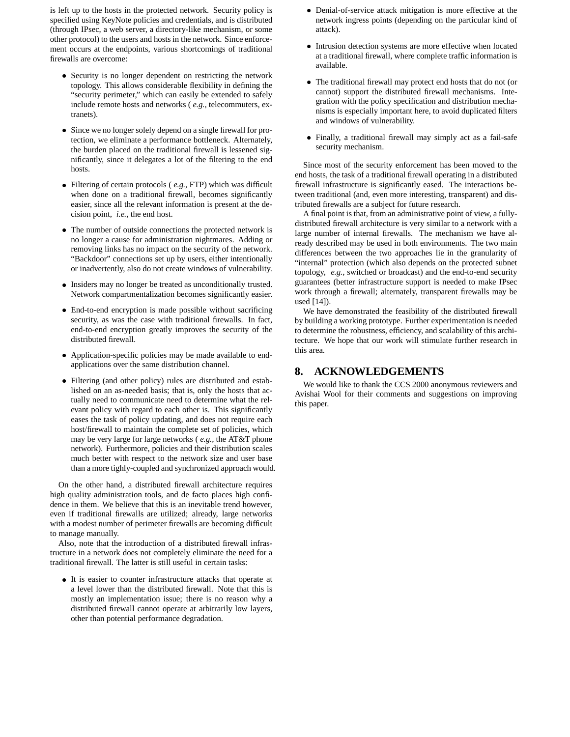is left up to the hosts in the protected network. Security policy is specified using KeyNote policies and credentials, and is distributed (through IPsec, a web server, a directory-like mechanism, or some other protocol) to the users and hosts in the network. Since enforcement occurs at the endpoints, various shortcomings of traditional firewalls are overcome:

- Security is no longer dependent on restricting the network topology. This allows considerable flexibility in defining the "security perimeter," which can easily be extended to safely include remote hosts and networks ( *e.g.,* telecommuters, extranets).
- Since we no longer solely depend on a single firewall for protection, we eliminate a performance bottleneck. Alternately, the burden placed on the traditional firewall is lessened significantly, since it delegates a lot of the filtering to the end hosts.
- Filtering of certain protocols ( *e.g.,* FTP) which was difficult when done on a traditional firewall, becomes significantly easier, since all the relevant information is present at the decision point, *i.e.,* the end host.
- The number of outside connections the protected network is no longer a cause for administration nightmares. Adding or removing links has no impact on the security of the network. "Backdoor" connections set up by users, either intentionally or inadvertently, also do not create windows of vulnerability.
- Insiders may no longer be treated as unconditionally trusted. Network compartmentalization becomes significantly easier.
- End-to-end encryption is made possible without sacrificing security, as was the case with traditional firewalls. In fact, end-to-end encryption greatly improves the security of the distributed firewall.
- Application-specific policies may be made available to end-applications over the same distribution channel.
- Filtering (and other policy) rules are distributed and established on an as-needed basis; that is, only the hosts that actually need to communicate need to determine what the relevant policy with regard to each other is. This significantly eases the task of policy updating, and does not require each host/firewall to maintain the complete set of policies, which may be very large for large networks ( *e.g.,* the AT&T phone network). Furthermore, policies and their distribution scales much better with respect to the network size and user base than a more tighly-coupled and synchronized approach would.

On the other hand, a distributed firewall architecture requires high quality administration tools, and de facto places high confidence in them. We believe that this is an inevitable trend however, even if traditional firewalls are utilized; already, large networks with a modest number of perimeter firewalls are becoming difficult to manage manually.

Also, note that the introduction of a distributed firewall infrastructure in a network does not completely eliminate the need for a traditional firewall. The latter is still useful in certain tasks:

- It is easier to counter infrastructure attacks that operate at a level lower than the distributed firewall. Note that this is mostly an implementation issue; there is no reason why a distributed firewall cannot operate at arbitrarily low layers, other than potential performance degradation.
- Denial-of-service attack mitigation is more effective at the network ingress points (depending on the particular kind of attack).
- Intrusion detection systems are more effective when located at a traditional firewall, where complete traffic information is available.
- The traditional firewall may protect end hosts that do not (or cannot) support the distributed firewall mechanisms. Integration with the policy specification and distribution mechanisms is especially important here, to avoid duplicated filters and windows of vulnerability.
- Finally, a traditional firewall may simply act as a fail-safe security mechanism.

Since most of the security enforcement has been moved to the end hosts, the task of a traditional firewall operating in a distributed firewall infrastructure is significantly eased. The interactions between traditional (and, even more interesting, transparent) and distributed firewalls are a subject for future research.

A final point is that, from an administrative point of view, a fully-distributed firewall architecture is very similar to a network with a large number of internal firewalls. The mechanism we have already described may be used in both environments. The two main differences between the two approaches lie in the granularity of "internal" protection (which also depends on the protected subnet topology, *e.g.,* switched or broadcast) and the end-to-end security guarantees (better infrastructure support is needed to make IPsec work through a firewall; alternately, transparent firewalls may be used [14]).

We have demonstrated the feasibility of the distributed firewall by building a working prototype. Further experimentation is needed to determine the robustness, efficiency, and scalability of this architecture. We hope that our work will stimulate further research in this area.

# 8. ACKNOWLEDGEMENTS

We would like to thank the CCS 2000 anonymous reviewers and Avishai Wool for their comments and suggestions on improving this paper.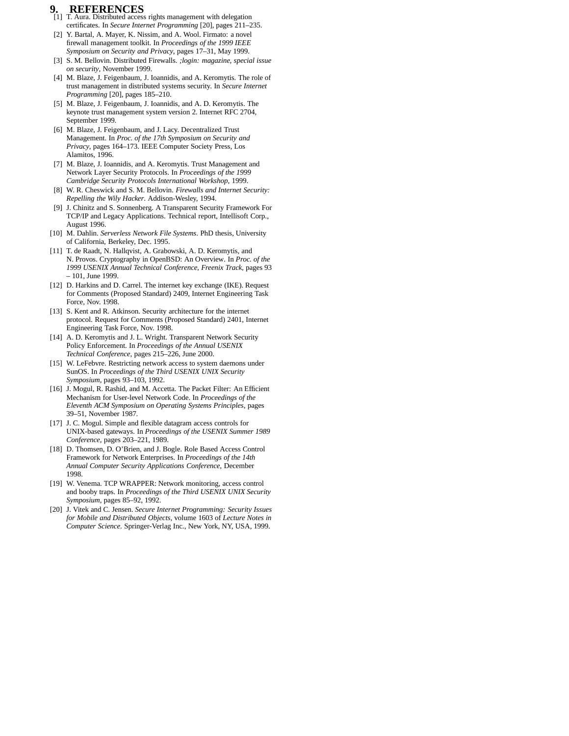## 9. REFERENCES

[1] T. Aura. Distributed access rights management with delegation certificates. In *Secure Internet Programming* [20], pages 211–235.

[2] Y. Bartal, A. Mayer, K. Nissim, and A. Wool. Firmato: a novel firewall management toolkit. In *Proceedings of the 1999 IEEE Symposium on Security and Privacy*, pages 17–31, May 1999.

[3] S. M. Bellovin. Distributed Firewalls. *;login: magazine, special issue on security*, November 1999.

[4] M. Blaze, J. Feigenbaum, J. Ioannidis, and A. Keromytis. The role of trust management in distributed systems security. In *Secure Internet Programming* [20], pages 185–210.

[5] M. Blaze, J. Feigenbaum, J. Ioannidis, and A. D. Keromytis. The keynote trust management system version 2. Internet RFC 2704, September 1999.

[6] M. Blaze, J. Feigenbaum, and J. Lacy. Decentralized Trust Management. In *Proc. of the 17th Symposium on Security and Privacy*, pages 164–173. IEEE Computer Society Press, Los Alamitos, 1996.

[7] M. Blaze, J. Ioannidis, and A. Keromytis. Trust Management and Network Layer Security Protocols. In *Proceedings of the 1999 Cambridge Security Protocols International Workshop*, 1999.

[8] W. R. Cheswick and S. M. Bellovin. *Firewalls and Internet Security: Repelling the Wily Hacker*. Addison-Wesley, 1994.

[9] J. Chinitz and S. Sonnenberg. A Transparent Security Framework For TCP/IP and Legacy Applications. Technical report, Intellisoft Corp., August 1996.

[10] M. Dahlin. *Serverless Network File Systems*. PhD thesis, University of California, Berkeley, Dec. 1995.

[11] T. de Raadt, N. Hallqvist, A. Grabowski, A. D. Keromytis, and N. Provos. Cryptography in OpenBSD: An Overview. In *Proc. of the 1999 USENIX Annual Technical Conference, Freenix Track*, pages 93 – 101, June 1999.

[12] D. Harkins and D. Carrel. The internet key exchange (IKE). Request for Comments (Proposed Standard) 2409, Internet Engineering Task Force, Nov. 1998.

[13] S. Kent and R. Atkinson. Security architecture for the internet protocol. Request for Comments (Proposed Standard) 2401, Internet Engineering Task Force, Nov. 1998.

[14] A. D. Keromytis and J. L. Wright. Transparent Network Security Policy Enforcement. In *Proceedings of the Annual USENIX Technical Conference*, pages 215–226, June 2000.

[15] W. LeFebvre. Restricting network access to system daemons under SunOS. In *Proceedings of the Third USENIX UNIX Security Symposium*, pages 93–103, 1992.

[16] J. Mogul, R. Rashid, and M. Accetta. The Packet Filter: An Efficient Mechanism for User-level Network Code. In *Proceedings of the Eleventh ACM Symposium on Operating Systems Principles*, pages 39–51, November 1987.

[17] J. C. Mogul. Simple and flexible datagram access controls for UNIX-based gateways. In *Proceedings of the USENIX Summer 1989 Conference*, pages 203–221, 1989.

[18] D. Thomsen, D. O'Brien, and J. Bogle. Role Based Access Control Framework for Network Enterprises. In *Proceedings of the 14th Annual Computer Security Applications Conference*, December 1998.

[19] W. Venema. TCP WRAPPER: Network monitoring, access control and booby traps. In *Proceedings of the Third USENIX UNIX Security Symposium*, pages 85–92, 1992.

[20] J. Vitek and C. Jensen. *Secure Internet Programming: Security Issues for Mobile and Distributed Objects*, volume 1603 of *Lecture Notes in Computer Science*. Springer-Verlag Inc., New York, NY, USA, 1999.